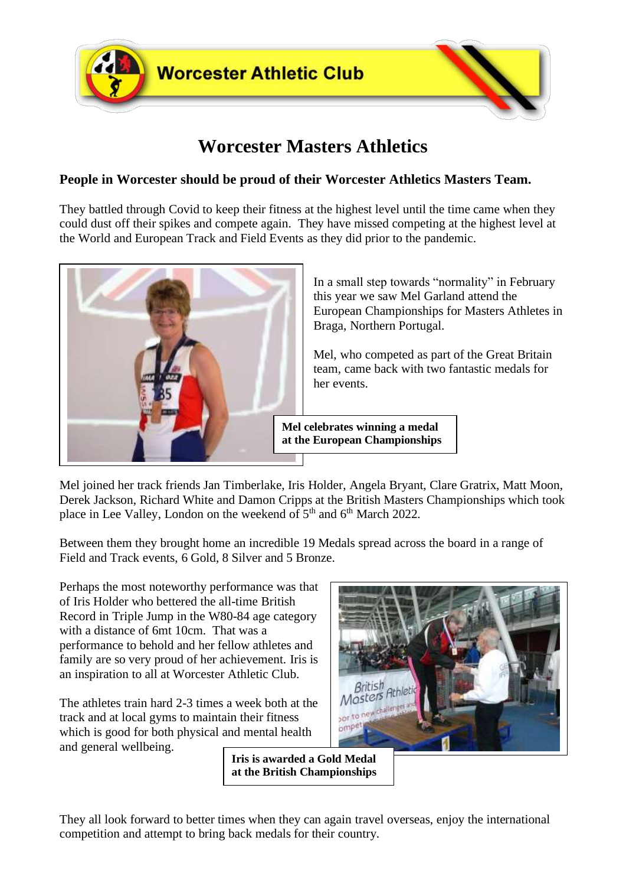Worcester Athletic Club

# Worcester Masters Athletics

**People in Worcester should be proud of their Worcester Athletics Masters Team.**

They battled through Covid to keep their fitness at the highest level until the time came when they could dust off their spikes and compete again. They have missed competing at the highest level at the World and European Track and Field Events as they did prior to the pandemic.

In a small step towards "normality" in February this year we saw Mel Garland attend the European Championships for Masters Athletes in Braga, Northern Portugal.

Mel, who competed as part of the Great Britain team, came back with two fantastic medals for her events.

**Mel celebrates winning a medal at the European Championships**

Mel joined her track friends Jan Timberlake, Iris Holder, Angela Bryant, Clare Gratrix, Matt Moon, Derek Jackson, Richard White and Damon Cripps at the British Masters Championships which took place in Lee Valley, London on the weekend of 5th and 6th March 2022.

Between them they brought home an incredible 19 Medals spread across the board in a range of Field and Track events, 6 Gold, 8 Silver and 5 Bronze.

Perhaps the most noteworthy performance was that of Iris Holder who bettered the all-time British Record in Triple Jump in the W80-84 age category with a distance of 6mt 10cm. That was a performance to behold and her fellow athletes and family are so very proud of her achievement. Iris is an inspiration to all at Worcester Athletic Club.

The athletes train hard 2-3 times a week both at the track and at local gyms to maintain their fitness which is good for both physical and mental health and general wellbeing.

**Iris is awarded a Gold Medal at the British Championships**

They all look forward to better times when they can again travel overseas, enjoy the international competition and attempt to bring back medals for their country.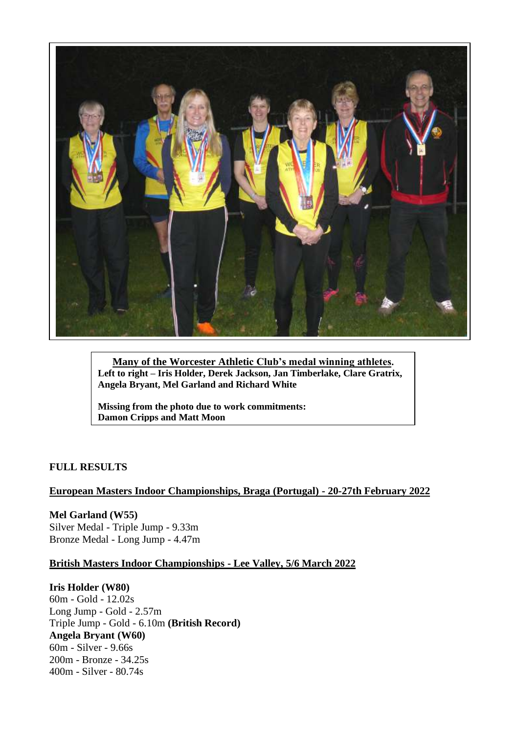**Many of the Worcester Athletic Club's medal winning athletes.**
**Left to right – Iris Holder, Derek Jackson, Jan Timberlake, Clare Gratrix, Angela Bryant, Mel Garland and Richard White**

**Missing from the photo due to work commitments: Damon Cripps and Matt Moon**

## FULL RESULTS

### European Masters Indoor Championships, Braga (Portugal) - 20-27th February 2022

**Mel Garland (W55)**
Silver Medal - Triple Jump - 9.33m
Bronze Medal - Long Jump - 4.47m

### British Masters Indoor Championships - Lee Valley, 5/6 March 2022

**Iris Holder (W80)**
60m - Gold - 12.02s
Long Jump - Gold - 2.57m
Triple Jump - Gold - 6.10m **(British Record)**
**Angela Bryant (W60)**
60m - Silver - 9.66s
200m - Bronze - 34.25s
400m - Silver - 80.74s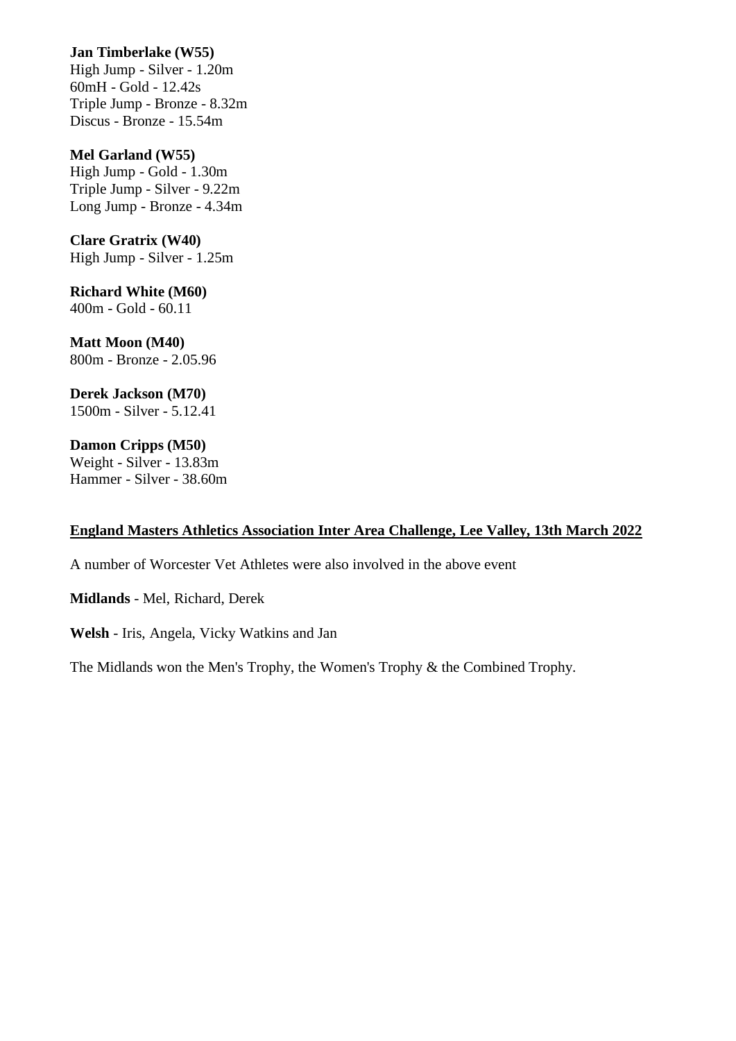**Jan Timberlake (W55)**
High Jump - Silver - 1.20m
60mH - Gold - 12.42s
Triple Jump - Bronze - 8.32m
Discus - Bronze - 15.54m

**Mel Garland (W55)**
High Jump - Gold - 1.30m
Triple Jump - Silver - 9.22m
Long Jump - Bronze - 4.34m

**Clare Gratrix (W40)**
High Jump - Silver - 1.25m

**Richard White (M60)**
400m - Gold - 60.11

**Matt Moon (M40)**
800m - Bronze - 2.05.96

**Derek Jackson (M70)**
1500m - Silver - 5.12.41

**Damon Cripps (M50)**
Weight - Silver - 13.83m
Hammer - Silver - 38.60m

**England Masters Athletics Association Inter Area Challenge, Lee Valley, 13th March 2022**

A number of Worcester Vet Athletes were also involved in the above event

**Midlands** - Mel, Richard, Derek

**Welsh** - Iris, Angela, Vicky Watkins and Jan

The Midlands won the Men's Trophy, the Women's Trophy & the Combined Trophy.